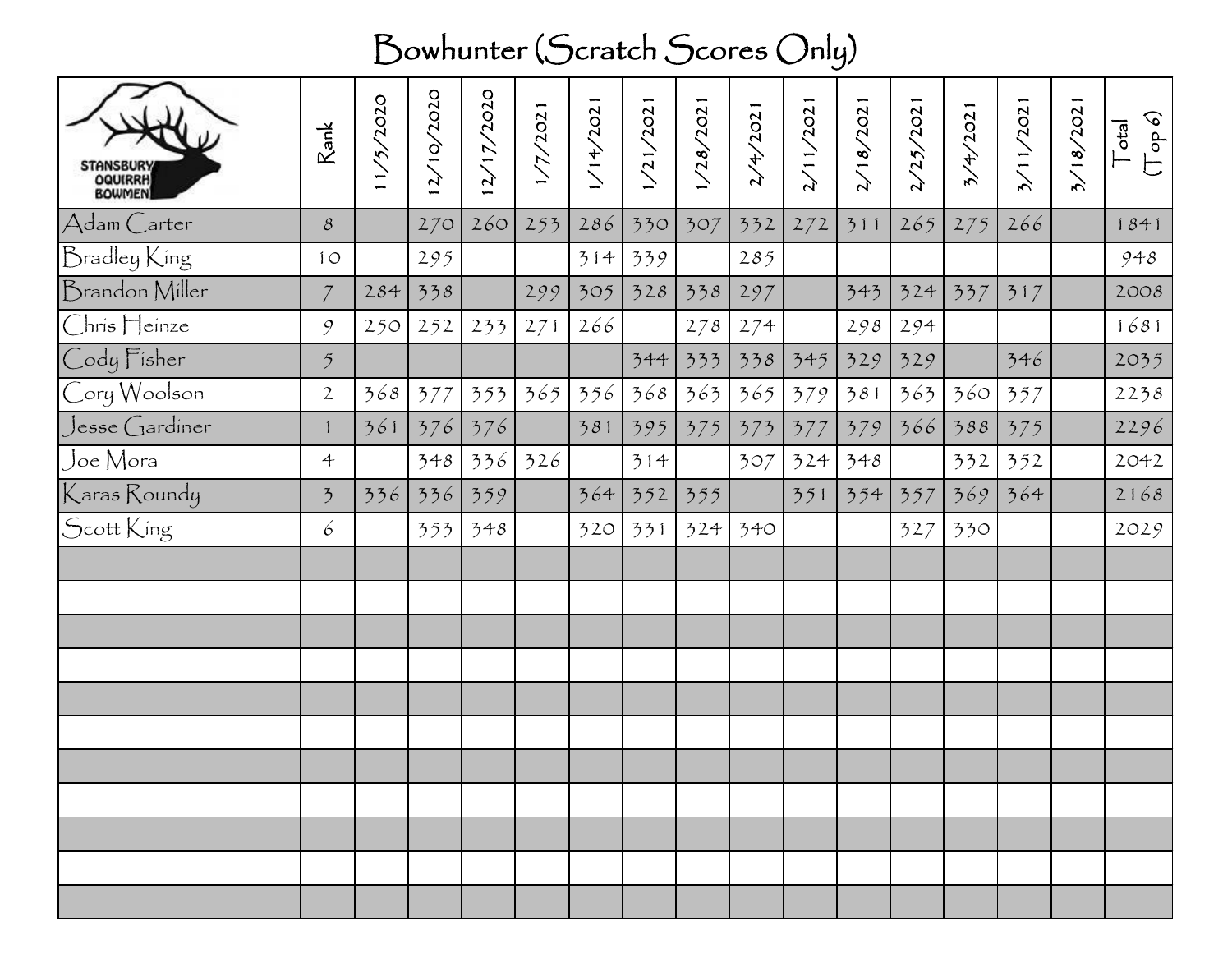# Bowhunter (Scratch Scores Only)

| STANSBURY OQUIRRH BOWMEN | Rank | 11/5/2020 | 12/10/2020 | 12/17/2020 | 1/7/2021 | 1/14/2021 | 1/21/2021 | 1/28/2021 | 2/4/2021 | 2/11/2021 | 2/18/2021 | 2/25/2021 | 3/4/2021 | 3/11/2021 | 3/18/2021 | Total (Top 6) |
|---|---|---|---|---|---|---|---|---|---|---|---|---|---|---|---|---|
| Adam Carter | 8 | | 270 | 260 | 253 | 286 | 330 | 307 | 332 | 272 | 311 | 265 | 275 | 266 | | 1841 |
| Bradley King | 10 | | 295 | | | 314 | 339 | | 285 | | | | | | | 948 |
| Brandon Miller | 7 | 284 | 338 | | 299 | 305 | 328 | 338 | 297 | | 343 | 324 | 337 | 317 | | 2008 |
| Chris Heinze | 9 | 250 | 252 | 233 | 271 | 266 | | 278 | 274 | | 298 | 294 | | | | 1681 |
| Cody Fisher | 5 | | | | | | 344 | 333 | 338 | 345 | 329 | 329 | | 346 | | 2035 |
| Cory Woolson | 2 | 368 | 377 | 353 | 365 | 356 | 368 | 363 | 365 | 379 | 381 | 363 | 360 | 357 | | 2238 |
| Jesse Gardiner | 1 | 361 | 376 | 376 | | 381 | 395 | 375 | 373 | 377 | 379 | 366 | 388 | 375 | | 2296 |
| Joe Mora | 4 | | 348 | 336 | 326 | | 314 | | 307 | 324 | 348 | | 332 | 352 | | 2042 |
| Karas Roundy | 3 | 336 | 336 | 359 | | 364 | 352 | 355 | | 351 | 354 | 357 | 369 | 364 | | 2168 |
| Scott King | 6 | | 353 | 348 | | 320 | 331 | 324 | 340 | | | 327 | 330 | | | 2029 |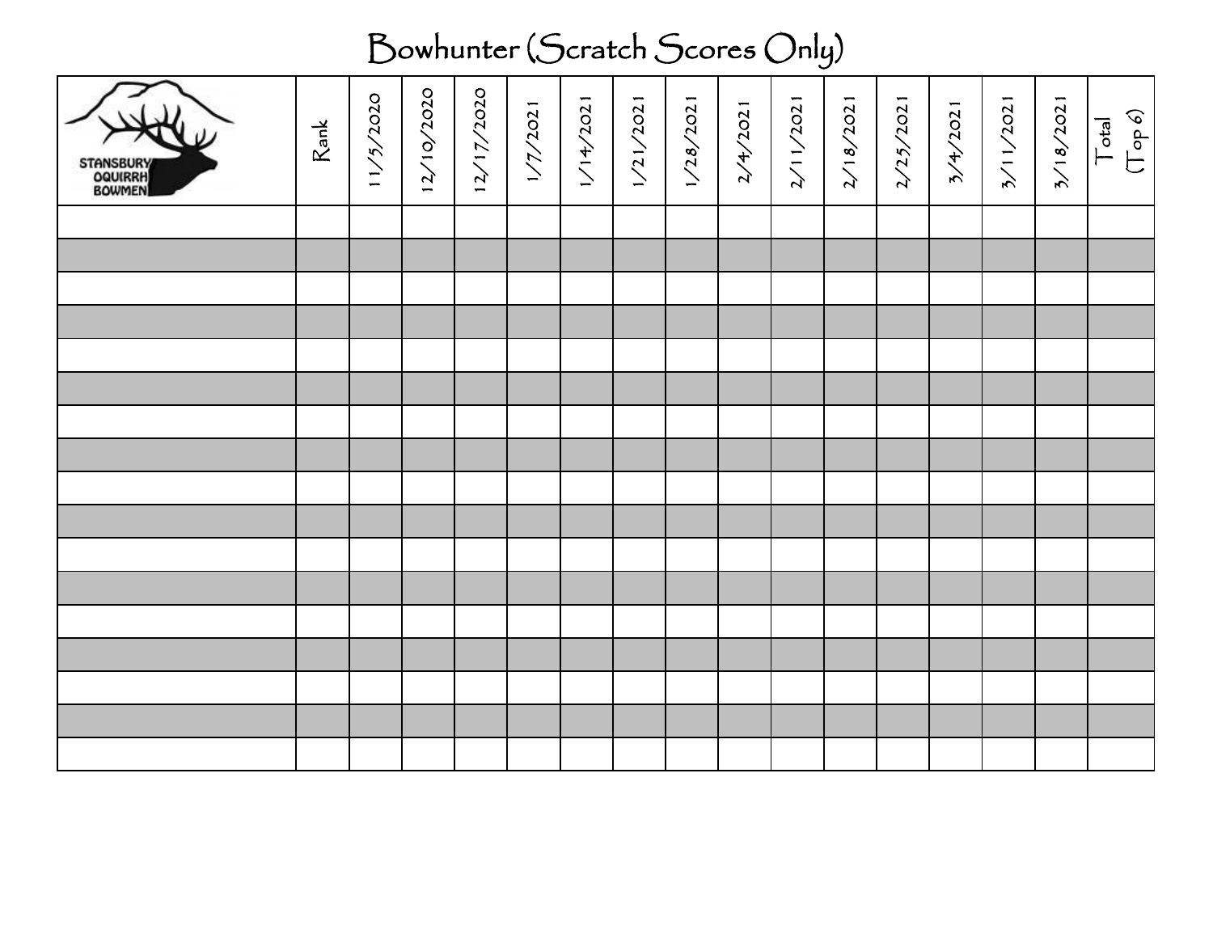# Bowhunter (Scratch Scores Only)

| STANSBURY OQUIRRH BOWMEN | Rank | 11/5/2020 | 12/10/2020 | 12/17/2020 | 1/7/2021 | 1/14/2021 | 1/21/2021 | 1/28/2021 | 2/4/2021 | 2/11/2021 | 2/18/2021 | 2/25/2021 | 3/4/2021 | 3/11/2021 | 3/18/2021 | Total (Top 6) |
|---|---|---|---|---|---|---|---|---|---|---|---|---|---|---|---|---|
| | | | | | | | | | | | | | | | | |
| | | | | | | | | | | | | | | | | |
| | | | | | | | | | | | | | | | | |
| | | | | | | | | | | | | | | | | |
| | | | | | | | | | | | | | | | | |
| | | | | | | | | | | | | | | | | |
| | | | | | | | | | | | | | | | | |
| | | | | | | | | | | | | | | | | |
| | | | | | | | | | | | | | | | | |
| | | | | | | | | | | | | | | | | |
| | | | | | | | | | | | | | | | | |
| | | | | | | | | | | | | | | | | |
| | | | | | | | | | | | | | | | | |
| | | | | | | | | | | | | | | | | |
| | | | | | | | | | | | | | | | | |
| | | | | | | | | | | | | | | | | |
| | | | | | | | | | | | | | | | | |